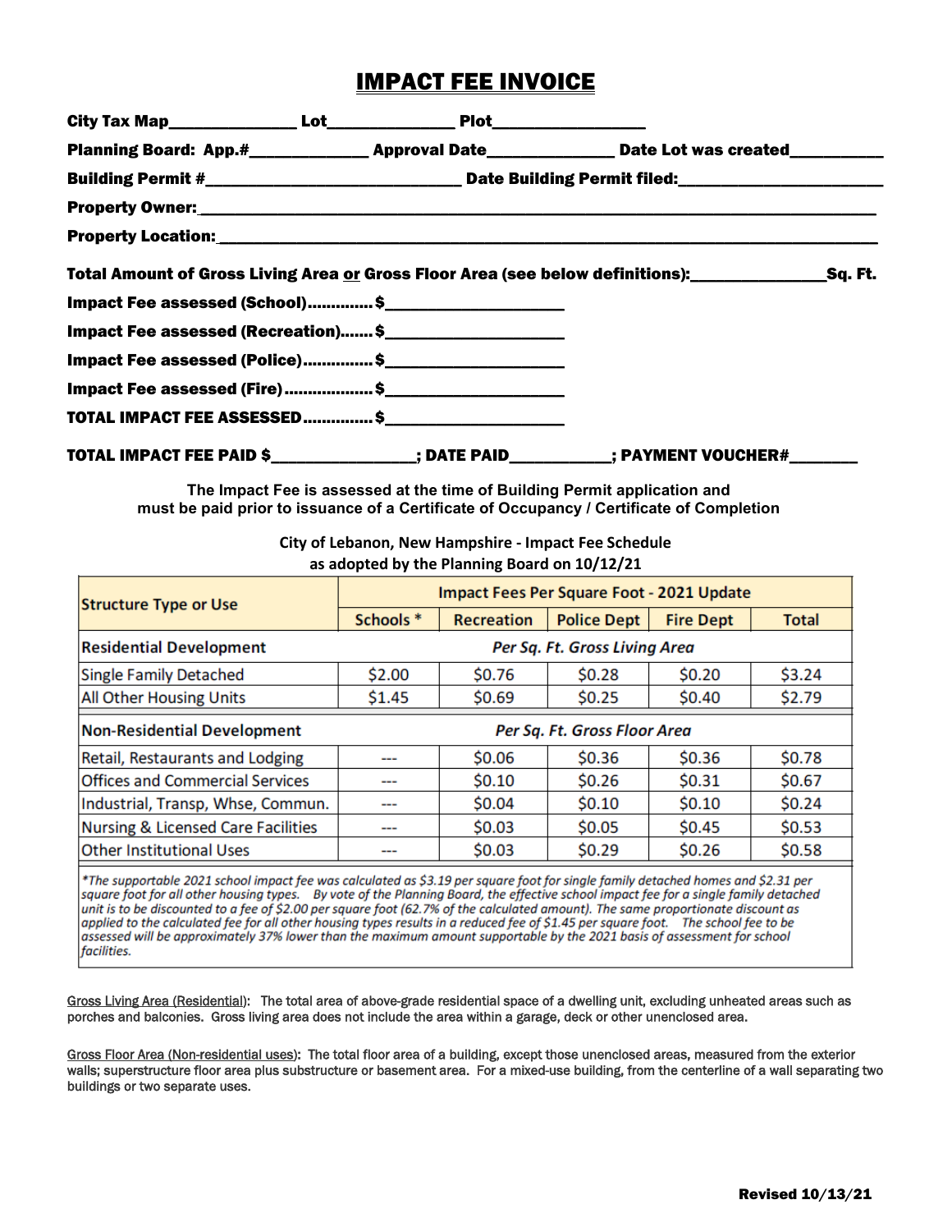# IMPACT FEE INVOICE

**City Tax Map**_______________ **Lot**_______________ **Plot**__________________

**Planning Board: App.#**______________ **Approval Date**_______________ **Date Lot was created**___________

**Building Permit #**________________________________ **Date Building Permit filed:**________________________

**Property Owner:**____________________________________________________________________________________

**Property Location:**__________________________________________________________________________________

**Total Amount of Gross Living Area or Gross Floor Area (see below definitions):**________________**Sq. Ft.**

**Impact Fee assessed (School)..............$**_____________________

**Impact Fee assessed (Recreation).......$**_____________________

**Impact Fee assessed (Police)..............$**_____________________

**Impact Fee assessed (Fire)...................$**_____________________

**TOTAL IMPACT FEE ASSESSED..............$**_____________________

**TOTAL IMPACT FEE PAID $**__________________**; DATE PAID**____________**; PAYMENT VOUCHER#**________

**The Impact Fee is assessed at the time of Building Permit application and must be paid prior to issuance of a Certificate of Occupancy / Certificate of Completion**

**City of Lebanon, New Hampshire - Impact Fee Schedule as adopted by the Planning Board on 10/12/21**

| Structure Type or Use | Impact Fees Per Square Foot - 2021 Update | | | | |
|---|---|---|---|---|---|
| | Schools * | Recreation | Police Dept | Fire Dept | Total |
| **Residential Development** | *Per Sq. Ft. Gross Living Area* | | | | |
| Single Family Detached | $2.00 | $0.76 | $0.28 | $0.20 | $3.24 |
| All Other Housing Units | $1.45 | $0.69 | $0.25 | $0.40 | $2.79 |
| **Non-Residential Development** | *Per Sq. Ft. Gross Floor Area* | | | | |
| Retail, Restaurants and Lodging | --- | $0.06 | $0.36 | $0.36 | $0.78 |
| Offices and Commercial Services | --- | $0.10 | $0.26 | $0.31 | $0.67 |
| Industrial, Transp, Whse, Commun. | --- | $0.04 | $0.10 | $0.10 | $0.24 |
| Nursing & Licensed Care Facilities | --- | $0.03 | $0.05 | $0.45 | $0.53 |
| Other Institutional Uses | --- | $0.03 | $0.29 | $0.26 | $0.58 |

*\*The supportable 2021 school impact fee was calculated as $3.19 per square foot for single family detached homes and $2.31 per square foot for all other housing types. By vote of the Planning Board, the effective school impact fee for a single family detached unit is to be discounted to a fee of $2.00 per square foot (62.7% of the calculated amount). The same proportionate discount as applied to the calculated fee for all other housing types results in a reduced fee of $1.45 per square foot. The school fee to be assessed will be approximately 37% lower than the maximum amount supportable by the 2021 basis of assessment for school facilities.*

<u>Gross Living Area (Residential)</u>: The total area of above-grade residential space of a dwelling unit, excluding unheated areas such as porches and balconies. Gross living area does not include the area within a garage, deck or other unenclosed area.

<u>Gross Floor Area (Non-residential uses)</u>: The total floor area of a building, except those unenclosed areas, measured from the exterior walls; superstructure floor area plus substructure or basement area. For a mixed-use building, from the centerline of a wall separating two buildings or two separate uses.

**Revised 10/13/21**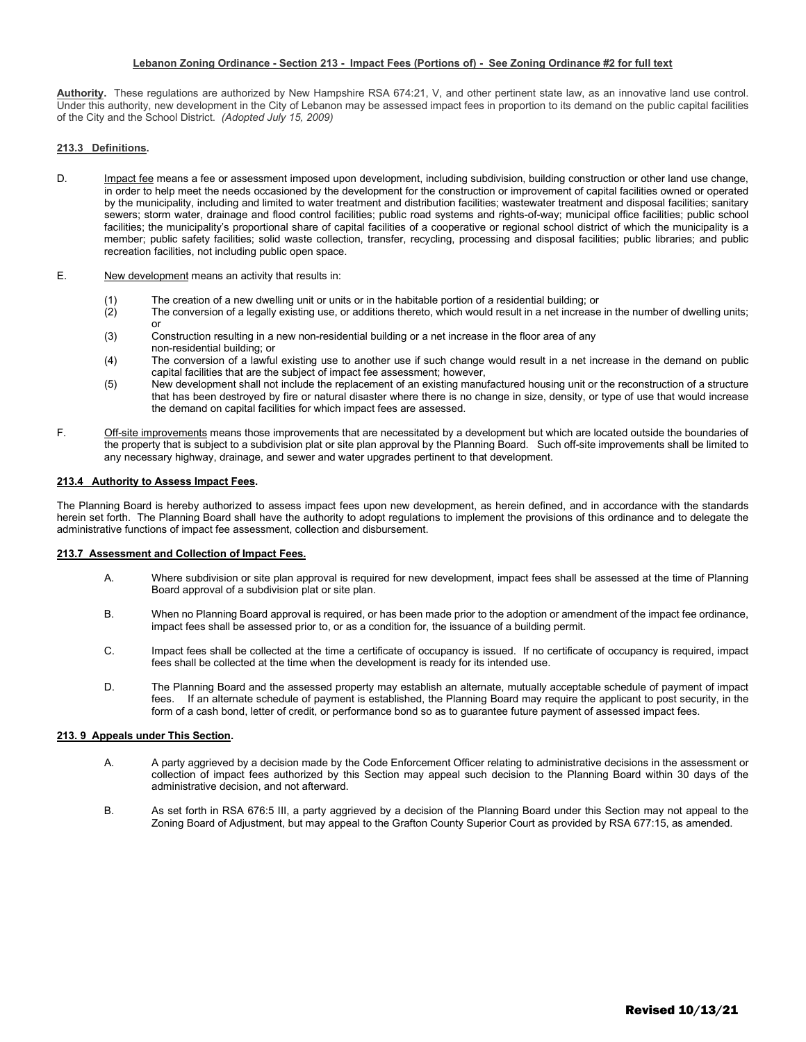**Lebanon Zoning Ordinance - Section 213 - Impact Fees (Portions of) - See Zoning Ordinance #2 for full text**

**Authority.** These regulations are authorized by New Hampshire RSA 674:21, V, and other pertinent state law, as an innovative land use control. Under this authority, new development in the City of Lebanon may be assessed impact fees in proportion to its demand on the public capital facilities of the City and the School District. *(Adopted July 15, 2009)*

**213.3 Definitions.**

D. Impact fee means a fee or assessment imposed upon development, including subdivision, building construction or other land use change, in order to help meet the needs occasioned by the development for the construction or improvement of capital facilities owned or operated by the municipality, including and limited to water treatment and distribution facilities; wastewater treatment and disposal facilities; sanitary sewers; storm water, drainage and flood control facilities; public road systems and rights-of-way; municipal office facilities; public school facilities; the municipality's proportional share of capital facilities of a cooperative or regional school district of which the municipality is a member; public safety facilities; solid waste collection, transfer, recycling, processing and disposal facilities; public libraries; and public recreation facilities, not including public open space.

E. New development means an activity that results in:

(1) The creation of a new dwelling unit or units or in the habitable portion of a residential building; or
(2) The conversion of a legally existing use, or additions thereto, which would result in a net increase in the number of dwelling units; or
(3) Construction resulting in a new non-residential building or a net increase in the floor area of any non-residential building; or
(4) The conversion of a lawful existing use to another use if such change would result in a net increase in the demand on public capital facilities that are the subject of impact fee assessment; however,
(5) New development shall not include the replacement of an existing manufactured housing unit or the reconstruction of a structure that has been destroyed by fire or natural disaster where there is no change in size, density, or type of use that would increase the demand on capital facilities for which impact fees are assessed.

F. Off-site improvements means those improvements that are necessitated by a development but which are located outside the boundaries of the property that is subject to a subdivision plat or site plan approval by the Planning Board. Such off-site improvements shall be limited to any necessary highway, drainage, and sewer and water upgrades pertinent to that development.

**213.4 Authority to Assess Impact Fees.**

The Planning Board is hereby authorized to assess impact fees upon new development, as herein defined, and in accordance with the standards herein set forth. The Planning Board shall have the authority to adopt regulations to implement the provisions of this ordinance and to delegate the administrative functions of impact fee assessment, collection and disbursement.

**213.7 Assessment and Collection of Impact Fees.**

A. Where subdivision or site plan approval is required for new development, impact fees shall be assessed at the time of Planning Board approval of a subdivision plat or site plan.

B. When no Planning Board approval is required, or has been made prior to the adoption or amendment of the impact fee ordinance, impact fees shall be assessed prior to, or as a condition for, the issuance of a building permit.

C. Impact fees shall be collected at the time a certificate of occupancy is issued. If no certificate of occupancy is required, impact fees shall be collected at the time when the development is ready for its intended use.

D. The Planning Board and the assessed property may establish an alternate, mutually acceptable schedule of payment of impact fees. If an alternate schedule of payment is established, the Planning Board may require the applicant to post security, in the form of a cash bond, letter of credit, or performance bond so as to guarantee future payment of assessed impact fees.

**213. 9 Appeals under This Section.**

A. A party aggrieved by a decision made by the Code Enforcement Officer relating to administrative decisions in the assessment or collection of impact fees authorized by this Section may appeal such decision to the Planning Board within 30 days of the administrative decision, and not afterward.

B. As set forth in RSA 676:5 III, a party aggrieved by a decision of the Planning Board under this Section may not appeal to the Zoning Board of Adjustment, but may appeal to the Grafton County Superior Court as provided by RSA 677:15, as amended.

**Revised 10/13/21**